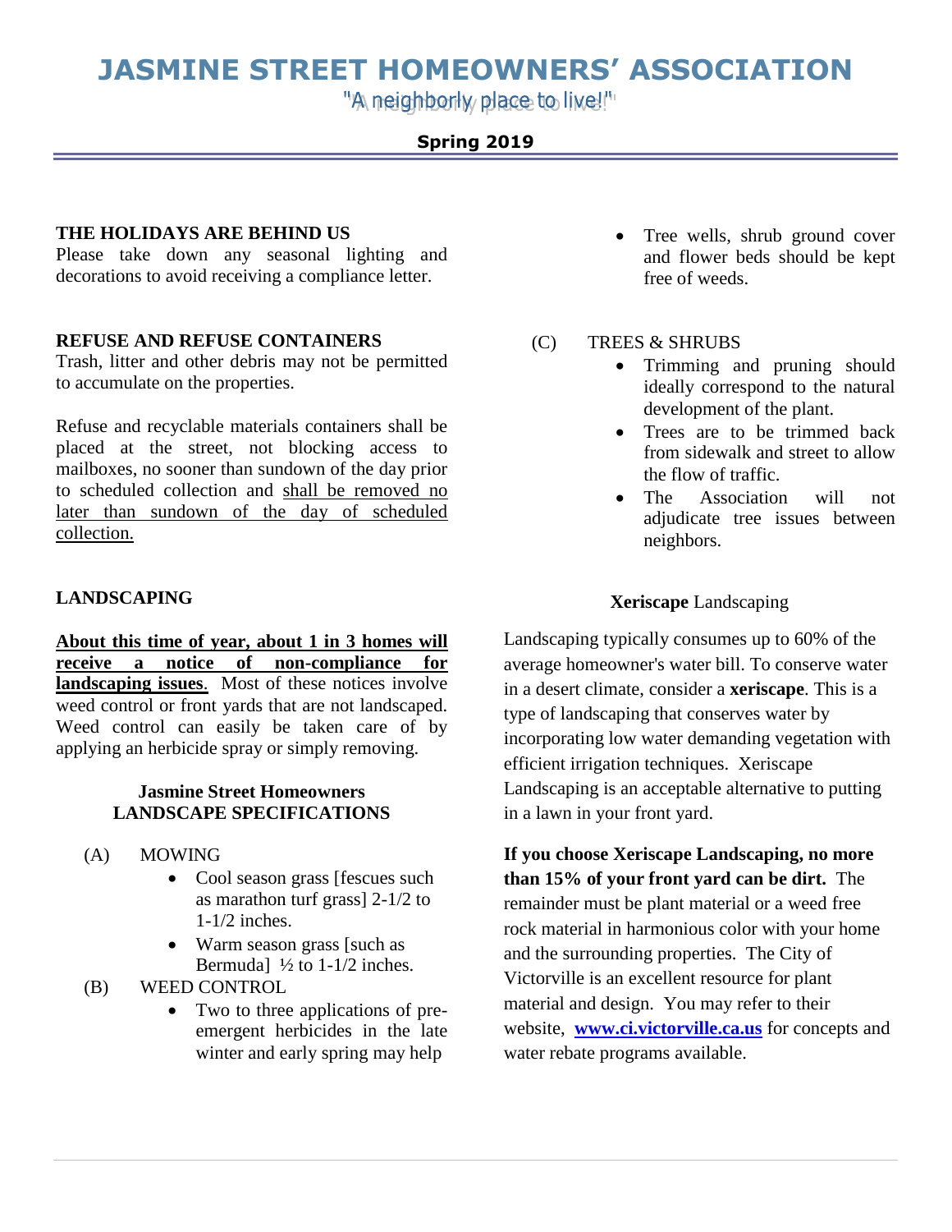# JASMINE STREET HOMEOWNERS' ASSOCIATION

"A neighborly place to live!"

**Spring 2019**

## THE HOLIDAYS ARE BEHIND US

Please take down any seasonal lighting and decorations to avoid receiving a compliance letter.

## REFUSE AND REFUSE CONTAINERS

Trash, litter and other debris may not be permitted to accumulate on the properties.

Refuse and recyclable materials containers shall be placed at the street, not blocking access to mailboxes, no sooner than sundown of the day prior to scheduled collection and <u>shall be removed no later than sundown of the day of scheduled collection.</u>

## LANDSCAPING

**<u>About this time of year, about 1 in 3 homes will receive a notice of non-compliance for landscaping issues</u>**. Most of these notices involve weed control or front yards that are not landscaped. Weed control can easily be taken care of by applying an herbicide spray or simply removing.

### Jasmine Street Homeowners LANDSCAPE SPECIFICATIONS

(A) MOWING

- Cool season grass [fescues such as marathon turf grass] 2-1/2 to 1-1/2 inches.
- Warm season grass [such as Bermuda] ½ to 1-1/2 inches.

(B) WEED CONTROL

- Two to three applications of pre-emergent herbicides in the late winter and early spring may help
- Tree wells, shrub ground cover and flower beds should be kept free of weeds.

(C) TREES & SHRUBS

- Trimming and pruning should ideally correspond to the natural development of the plant.
- Trees are to be trimmed back from sidewalk and street to allow the flow of traffic.
- The Association will not adjudicate tree issues between neighbors.

### **Xeriscape** Landscaping

Landscaping typically consumes up to 60% of the average homeowner's water bill. To conserve water in a desert climate, consider a **xeriscape**. This is a type of landscaping that conserves water by incorporating low water demanding vegetation with efficient irrigation techniques. Xeriscape Landscaping is an acceptable alternative to putting in a lawn in your front yard.

**If you choose Xeriscape Landscaping, no more than 15% of your front yard can be dirt.** The remainder must be plant material or a weed free rock material in harmonious color with your home and the surrounding properties. The City of Victorville is an excellent resource for plant material and design. You may refer to their website, **[www.ci.victorville.ca.us](http://www.ci.victorville.ca.us)** for concepts and water rebate programs available.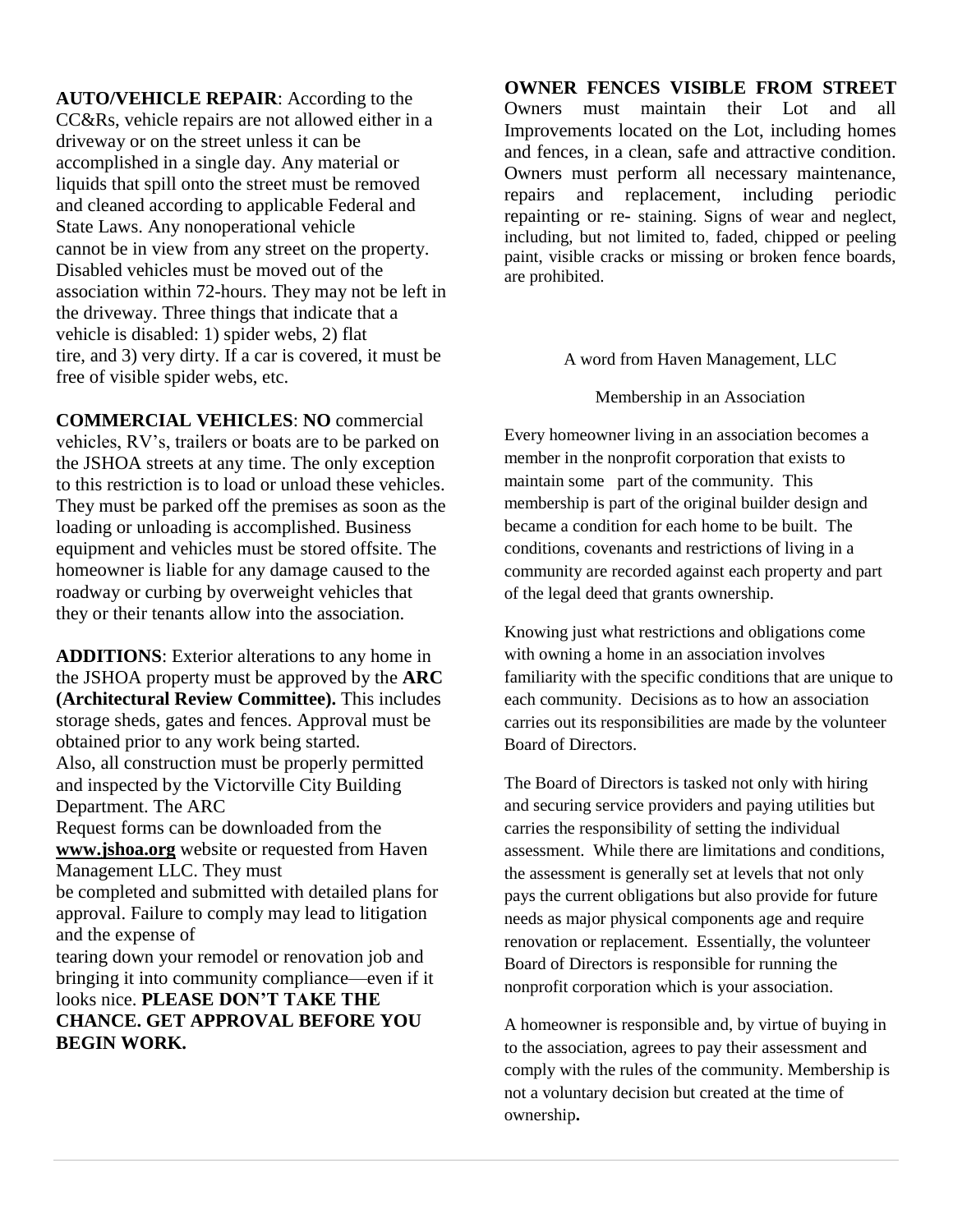**AUTO/VEHICLE REPAIR**: According to the CC&Rs, vehicle repairs are not allowed either in a driveway or on the street unless it can be accomplished in a single day. Any material or liquids that spill onto the street must be removed and cleaned according to applicable Federal and State Laws. Any nonoperational vehicle cannot be in view from any street on the property. Disabled vehicles must be moved out of the association within 72-hours. They may not be left in the driveway. Three things that indicate that a vehicle is disabled: 1) spider webs, 2) flat tire, and 3) very dirty. If a car is covered, it must be free of visible spider webs, etc.

**COMMERCIAL VEHICLES**: **NO** commercial vehicles, RV's, trailers or boats are to be parked on the JSHOA streets at any time. The only exception to this restriction is to load or unload these vehicles. They must be parked off the premises as soon as the loading or unloading is accomplished. Business equipment and vehicles must be stored offsite. The homeowner is liable for any damage caused to the roadway or curbing by overweight vehicles that they or their tenants allow into the association.

**ADDITIONS**: Exterior alterations to any home in the JSHOA property must be approved by the **ARC (Architectural Review Committee).** This includes storage sheds, gates and fences. Approval must be obtained prior to any work being started. Also, all construction must be properly permitted and inspected by the Victorville City Building Department. The ARC Request forms can be downloaded from the **www.jshoa.org** website or requested from Haven Management LLC. They must be completed and submitted with detailed plans for approval. Failure to comply may lead to litigation and the expense of tearing down your remodel or renovation job and bringing it into community compliance—even if it looks nice. **PLEASE DON'T TAKE THE CHANCE. GET APPROVAL BEFORE YOU BEGIN WORK.**

**OWNER FENCES VISIBLE FROM STREET**
Owners must maintain their Lot and all Improvements located on the Lot, including homes and fences, in a clean, safe and attractive condition. Owners must perform all necessary maintenance, repairs and replacement, including periodic repainting or re- staining. Signs of wear and neglect, including, but not limited to, faded, chipped or peeling paint, visible cracks or missing or broken fence boards, are prohibited.

A word from Haven Management, LLC

Membership in an Association

Every homeowner living in an association becomes a member in the nonprofit corporation that exists to maintain some part of the community. This membership is part of the original builder design and became a condition for each home to be built. The conditions, covenants and restrictions of living in a community are recorded against each property and part of the legal deed that grants ownership.

Knowing just what restrictions and obligations come with owning a home in an association involves familiarity with the specific conditions that are unique to each community. Decisions as to how an association carries out its responsibilities are made by the volunteer Board of Directors.

The Board of Directors is tasked not only with hiring and securing service providers and paying utilities but carries the responsibility of setting the individual assessment. While there are limitations and conditions, the assessment is generally set at levels that not only pays the current obligations but also provide for future needs as major physical components age and require renovation or replacement. Essentially, the volunteer Board of Directors is responsible for running the nonprofit corporation which is your association.

A homeowner is responsible and, by virtue of buying in to the association, agrees to pay their assessment and comply with the rules of the community. Membership is not a voluntary decision but created at the time of ownership**.**